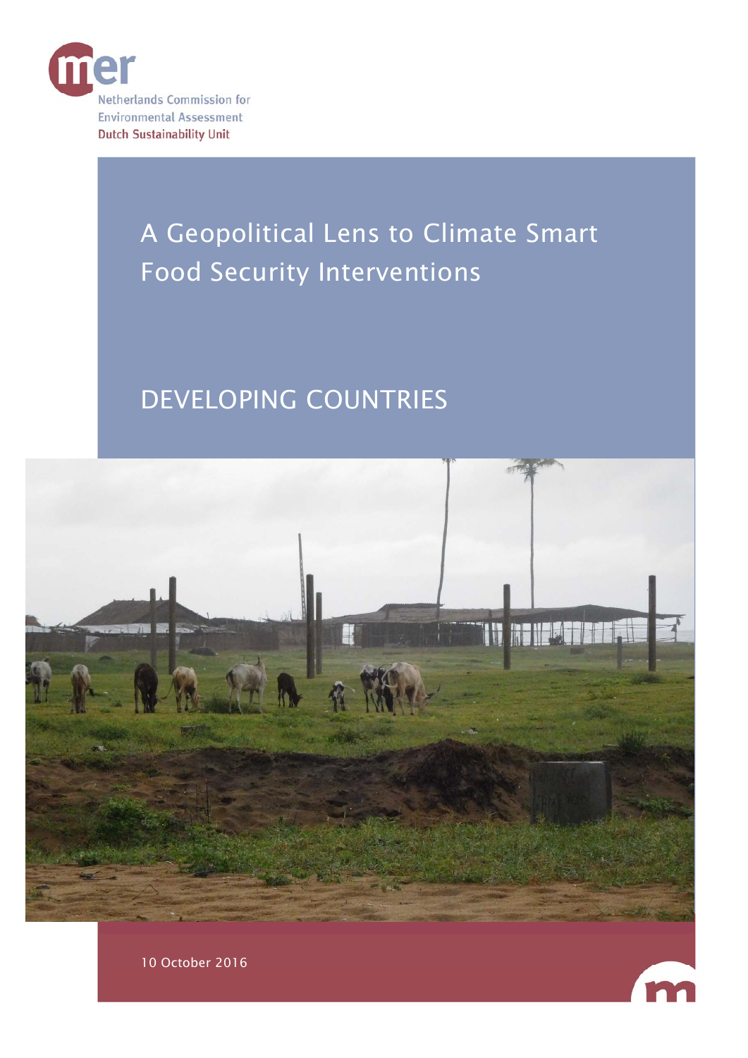Netherlands Commission for Environmental Assessment
Dutch Sustainability Unit

# A Geopolitical Lens to Climate Smart Food Security Interventions

## DEVELOPING COUNTRIES

10 October 2016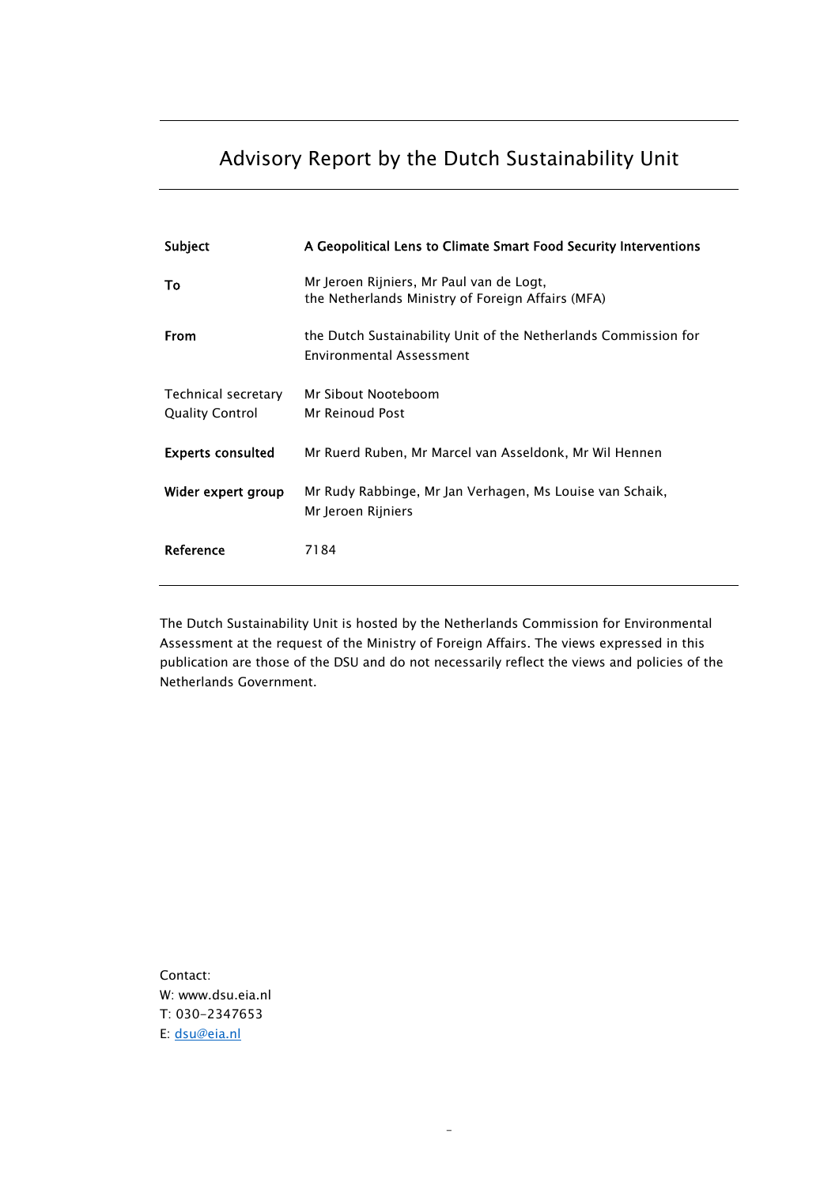# Advisory Report by the Dutch Sustainability Unit

| | |
|---|---|
| **Subject** | **A Geopolitical Lens to Climate Smart Food Security Interventions** |
| **To** | Mr Jeroen Rijniers, Mr Paul van de Logt, the Netherlands Ministry of Foreign Affairs (MFA) |
| **From** | the Dutch Sustainability Unit of the Netherlands Commission for Environmental Assessment |
| Technical secretary<br>Quality Control | Mr Sibout Nooteboom<br>Mr Reinoud Post |
| **Experts consulted** | Mr Ruerd Ruben, Mr Marcel van Asseldonk, Mr Wil Hennen |
| **Wider expert group** | Mr Rudy Rabbinge, Mr Jan Verhagen, Ms Louise van Schaik, Mr Jeroen Rijniers |
| **Reference** | 7184 |

The Dutch Sustainability Unit is hosted by the Netherlands Commission for Environmental Assessment at the request of the Ministry of Foreign Affairs. The views expressed in this publication are those of the DSU and do not necessarily reflect the views and policies of the Netherlands Government.

Contact:
W: www.dsu.eia.nl
T: 030-2347653
E: dsu@eia.nl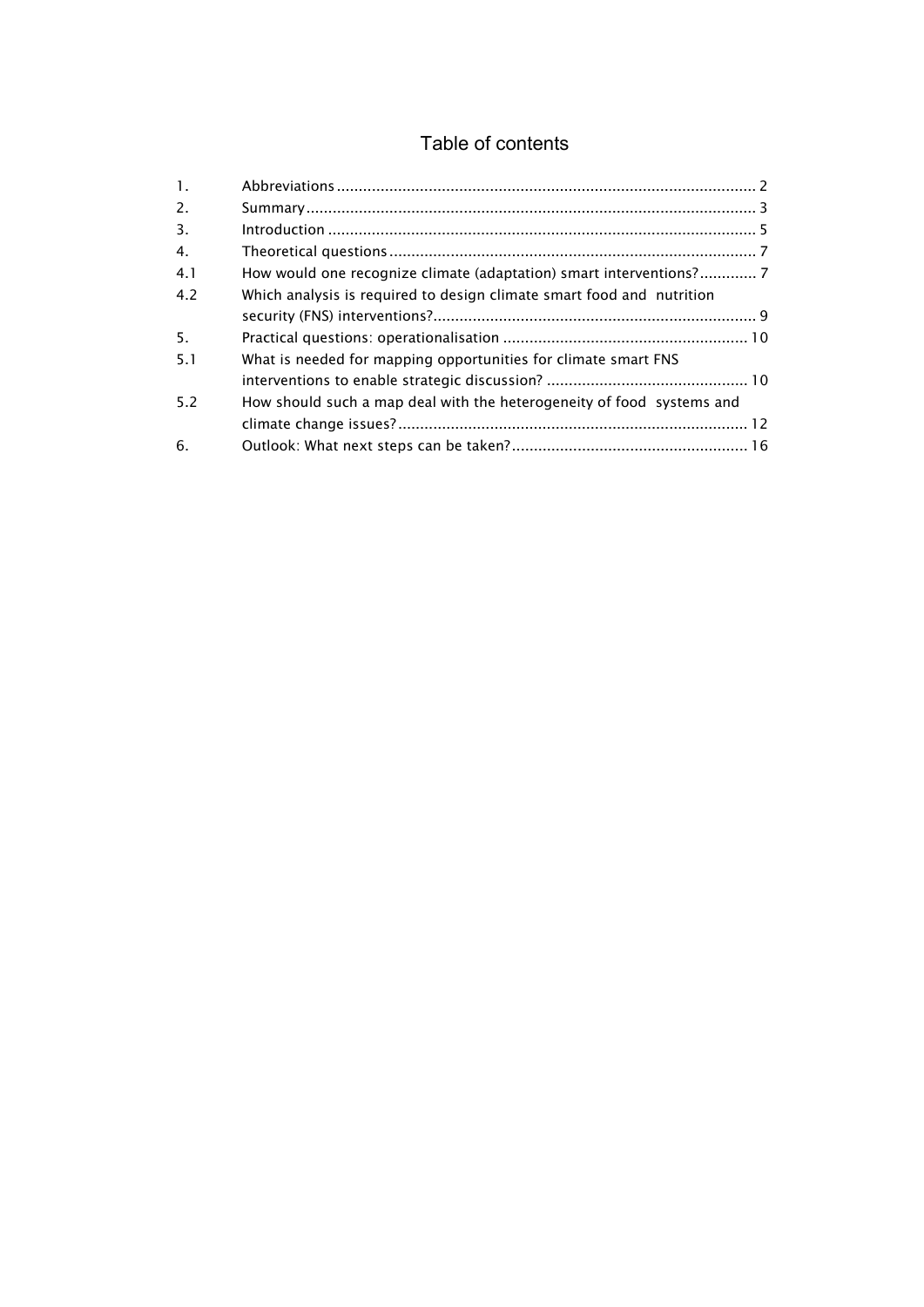# Table of contents

| | | |
|---|---|---|
| 1. | Abbreviations | 2 |
| 2. | Summary | 3 |
| 3. | Introduction | 5 |
| 4. | Theoretical questions | 7 |
| 4.1 | How would one recognize climate (adaptation) smart interventions? | 7 |
| 4.2 | Which analysis is required to design climate smart food and nutrition security (FNS) interventions? | 9 |
| 5. | Practical questions: operationalisation | 10 |
| 5.1 | What is needed for mapping opportunities for climate smart FNS interventions to enable strategic discussion? | 10 |
| 5.2 | How should such a map deal with the heterogeneity of food systems and climate change issues? | 12 |
| 6. | Outlook: What next steps can be taken? | 16 |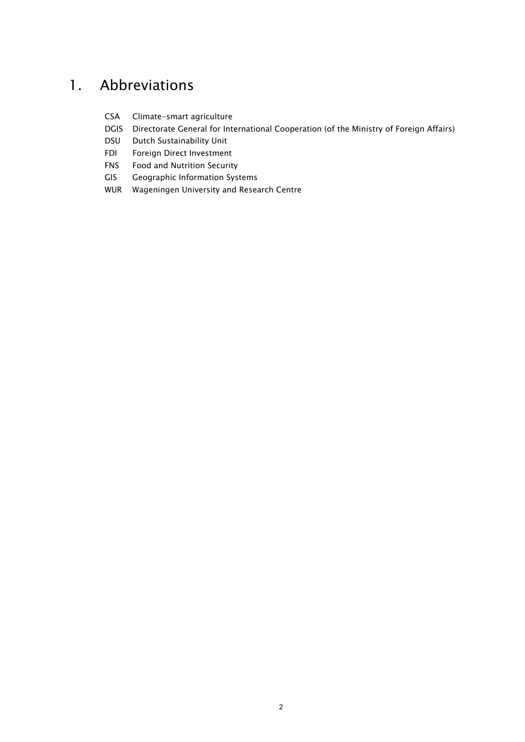# 1. Abbreviations

| | |
|---|---|
| CSA | Climate-smart agriculture |
| DGIS | Directorate General for International Cooperation (of the Ministry of Foreign Affairs) |
| DSU | Dutch Sustainability Unit |
| FDI | Foreign Direct Investment |
| FNS | Food and Nutrition Security |
| GIS | Geographic Information Systems |
| WUR | Wageningen University and Research Centre |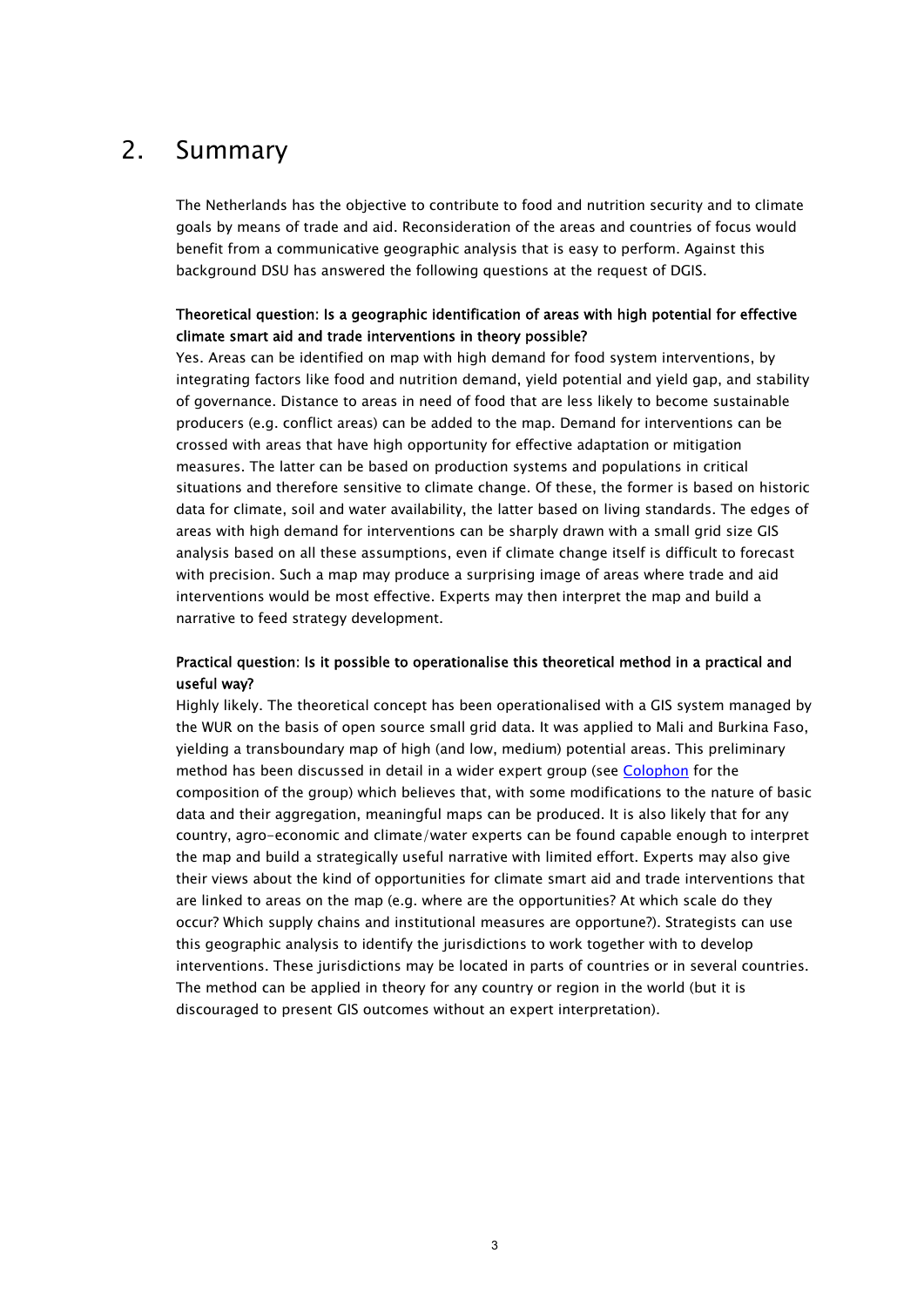# 2. Summary

The Netherlands has the objective to contribute to food and nutrition security and to climate goals by means of trade and aid. Reconsideration of the areas and countries of focus would benefit from a communicative geographic analysis that is easy to perform. Against this background DSU has answered the following questions at the request of DGIS.

**Theoretical question: Is a geographic identification of areas with high potential for effective climate smart aid and trade interventions in theory possible?**

Yes. Areas can be identified on map with high demand for food system interventions, by integrating factors like food and nutrition demand, yield potential and yield gap, and stability of governance. Distance to areas in need of food that are less likely to become sustainable producers (e.g. conflict areas) can be added to the map. Demand for interventions can be crossed with areas that have high opportunity for effective adaptation or mitigation measures. The latter can be based on production systems and populations in critical situations and therefore sensitive to climate change. Of these, the former is based on historic data for climate, soil and water availability, the latter based on living standards. The edges of areas with high demand for interventions can be sharply drawn with a small grid size GIS analysis based on all these assumptions, even if climate change itself is difficult to forecast with precision. Such a map may produce a surprising image of areas where trade and aid interventions would be most effective. Experts may then interpret the map and build a narrative to feed strategy development.

**Practical question: Is it possible to operationalise this theoretical method in a practical and useful way?**

Highly likely. The theoretical concept has been operationalised with a GIS system managed by the WUR on the basis of open source small grid data. It was applied to Mali and Burkina Faso, yielding a transboundary map of high (and low, medium) potential areas. This preliminary method has been discussed in detail in a wider expert group (see Colophon for the composition of the group) which believes that, with some modifications to the nature of basic data and their aggregation, meaningful maps can be produced. It is also likely that for any country, agro-economic and climate/water experts can be found capable enough to interpret the map and build a strategically useful narrative with limited effort. Experts may also give their views about the kind of opportunities for climate smart aid and trade interventions that are linked to areas on the map (e.g. where are the opportunities? At which scale do they occur? Which supply chains and institutional measures are opportune?). Strategists can use this geographic analysis to identify the jurisdictions to work together with to develop interventions. These jurisdictions may be located in parts of countries or in several countries. The method can be applied in theory for any country or region in the world (but it is discouraged to present GIS outcomes without an expert interpretation).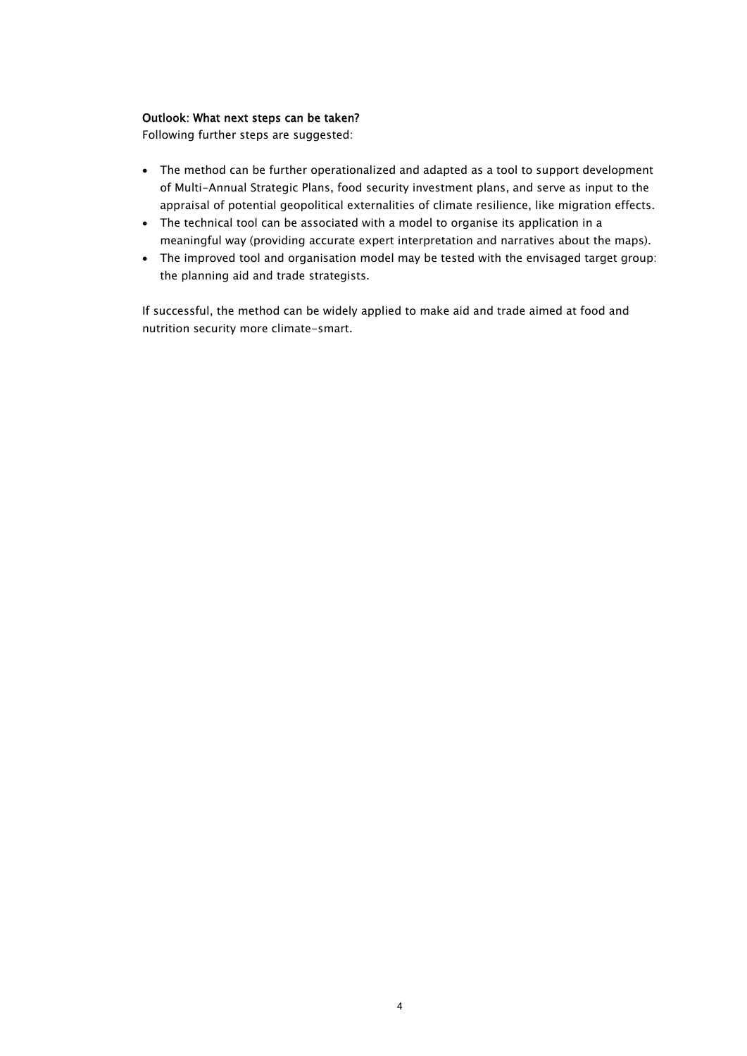**Outlook: What next steps can be taken?**

Following further steps are suggested:

- The method can be further operationalized and adapted as a tool to support development of Multi-Annual Strategic Plans, food security investment plans, and serve as input to the appraisal of potential geopolitical externalities of climate resilience, like migration effects.
- The technical tool can be associated with a model to organise its application in a meaningful way (providing accurate expert interpretation and narratives about the maps).
- The improved tool and organisation model may be tested with the envisaged target group: the planning aid and trade strategists.

If successful, the method can be widely applied to make aid and trade aimed at food and nutrition security more climate-smart.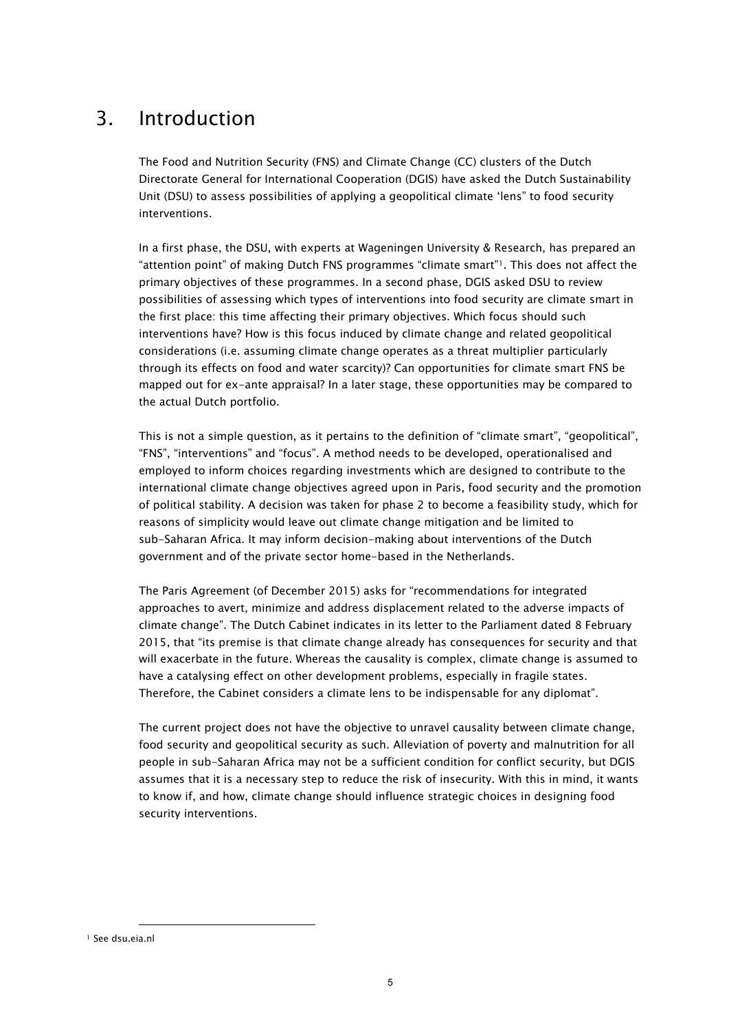# 3. Introduction

The Food and Nutrition Security (FNS) and Climate Change (CC) clusters of the Dutch Directorate General for International Cooperation (DGIS) have asked the Dutch Sustainability Unit (DSU) to assess possibilities of applying a geopolitical climate 'lens" to food security interventions.

In a first phase, the DSU, with experts at Wageningen University & Research, has prepared an "attention point" of making Dutch FNS programmes "climate smart"[1]. This does not affect the primary objectives of these programmes. In a second phase, DGIS asked DSU to review possibilities of assessing which types of interventions into food security are climate smart in the first place: this time affecting their primary objectives. Which focus should such interventions have? How is this focus induced by climate change and related geopolitical considerations (i.e. assuming climate change operates as a threat multiplier particularly through its effects on food and water scarcity)? Can opportunities for climate smart FNS be mapped out for ex-ante appraisal? In a later stage, these opportunities may be compared to the actual Dutch portfolio.

This is not a simple question, as it pertains to the definition of "climate smart", "geopolitical", "FNS", "interventions" and "focus". A method needs to be developed, operationalised and employed to inform choices regarding investments which are designed to contribute to the international climate change objectives agreed upon in Paris, food security and the promotion of political stability. A decision was taken for phase 2 to become a feasibility study, which for reasons of simplicity would leave out climate change mitigation and be limited to sub-Saharan Africa. It may inform decision-making about interventions of the Dutch government and of the private sector home-based in the Netherlands.

The Paris Agreement (of December 2015) asks for "recommendations for integrated approaches to avert, minimize and address displacement related to the adverse impacts of climate change". The Dutch Cabinet indicates in its letter to the Parliament dated 8 February 2015, that "its premise is that climate change already has consequences for security and that will exacerbate in the future. Whereas the causality is complex, climate change is assumed to have a catalysing effect on other development problems, especially in fragile states. Therefore, the Cabinet considers a climate lens to be indispensable for any diplomat".

The current project does not have the objective to unravel causality between climate change, food security and geopolitical security as such. Alleviation of poverty and malnutrition for all people in sub-Saharan Africa may not be a sufficient condition for conflict security, but DGIS assumes that it is a necessary step to reduce the risk of insecurity. With this in mind, it wants to know if, and how, climate change should influence strategic choices in designing food security interventions.

[1] See dsu.eia.nl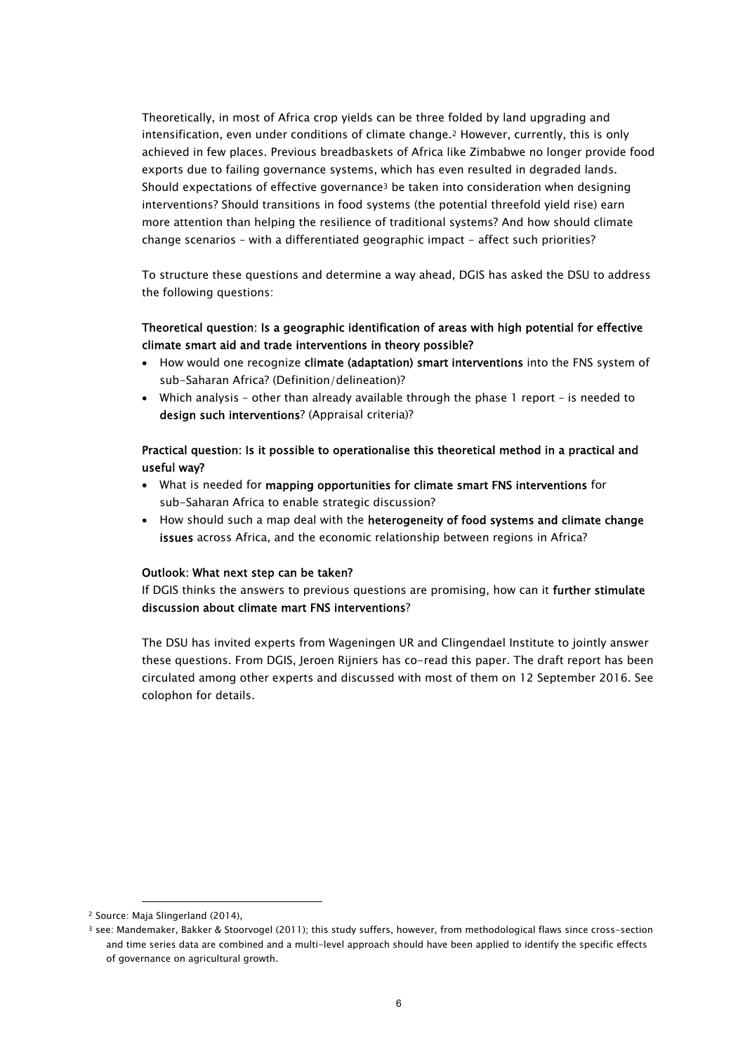Theoretically, in most of Africa crop yields can be three folded by land upgrading and intensification, even under conditions of climate change.[2] However, currently, this is only achieved in few places. Previous breadbaskets of Africa like Zimbabwe no longer provide food exports due to failing governance systems, which has even resulted in degraded lands. Should expectations of effective governance[3] be taken into consideration when designing interventions? Should transitions in food systems (the potential threefold yield rise) earn more attention than helping the resilience of traditional systems? And how should climate change scenarios – with a differentiated geographic impact - affect such priorities?

To structure these questions and determine a way ahead, DGIS has asked the DSU to address the following questions:

**Theoretical question: Is a geographic identification of areas with high potential for effective climate smart aid and trade interventions in theory possible?**

- How would one recognize **climate (adaptation) smart interventions** into the FNS system of sub-Saharan Africa? (Definition/delineation)?
- Which analysis – other than already available through the phase 1 report – is needed to **design such interventions**? (Appraisal criteria)?

**Practical question: Is it possible to operationalise this theoretical method in a practical and useful way?**

- What is needed for **mapping opportunities for climate smart FNS interventions** for sub-Saharan Africa to enable strategic discussion?
- How should such a map deal with the **heterogeneity of food systems and climate change issues** across Africa, and the economic relationship between regions in Africa?

**Outlook: What next step can be taken?**

If DGIS thinks the answers to previous questions are promising, how can it **further stimulate discussion about climate mart FNS interventions**?

The DSU has invited experts from Wageningen UR and Clingendael Institute to jointly answer these questions. From DGIS, Jeroen Rijniers has co-read this paper. The draft report has been circulated among other experts and discussed with most of them on 12 September 2016. See colophon for details.

---

[2] Source: Maja Slingerland (2014),

[3] see: Mandemaker, Bakker & Stoorvogel (2011); this study suffers, however, from methodological flaws since cross-section and time series data are combined and a multi-level approach should have been applied to identify the specific effects of governance on agricultural growth.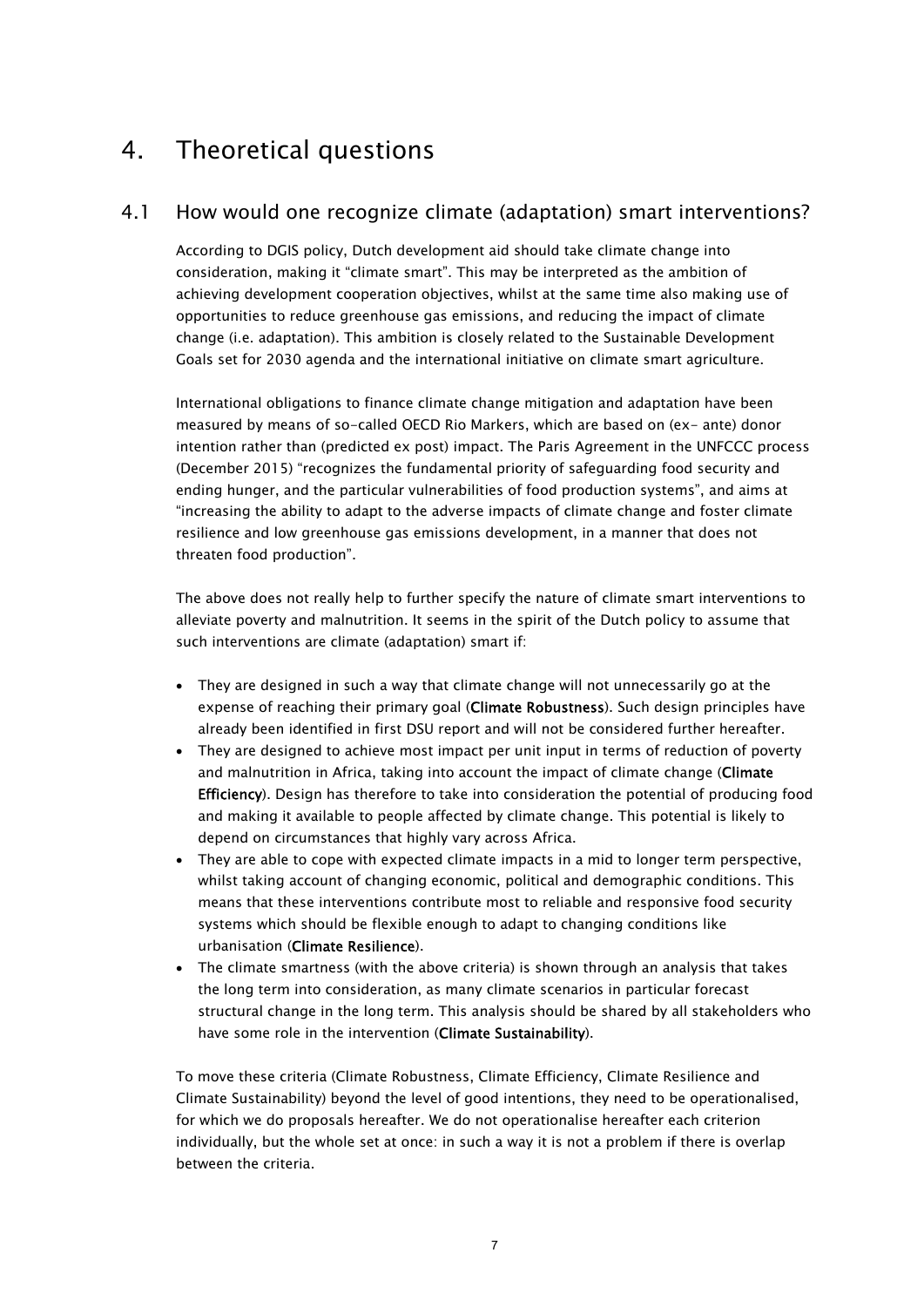# 4. Theoretical questions

## 4.1 How would one recognize climate (adaptation) smart interventions?

According to DGIS policy, Dutch development aid should take climate change into consideration, making it "climate smart". This may be interpreted as the ambition of achieving development cooperation objectives, whilst at the same time also making use of opportunities to reduce greenhouse gas emissions, and reducing the impact of climate change (i.e. adaptation). This ambition is closely related to the Sustainable Development Goals set for 2030 agenda and the international initiative on climate smart agriculture.

International obligations to finance climate change mitigation and adaptation have been measured by means of so-called OECD Rio Markers, which are based on (ex- ante) donor intention rather than (predicted ex post) impact. The Paris Agreement in the UNFCCC process (December 2015) "recognizes the fundamental priority of safeguarding food security and ending hunger, and the particular vulnerabilities of food production systems", and aims at "increasing the ability to adapt to the adverse impacts of climate change and foster climate resilience and low greenhouse gas emissions development, in a manner that does not threaten food production".

The above does not really help to further specify the nature of climate smart interventions to alleviate poverty and malnutrition. It seems in the spirit of the Dutch policy to assume that such interventions are climate (adaptation) smart if:

- They are designed in such a way that climate change will not unnecessarily go at the expense of reaching their primary goal (**Climate Robustness**). Such design principles have already been identified in first DSU report and will not be considered further hereafter.
- They are designed to achieve most impact per unit input in terms of reduction of poverty and malnutrition in Africa, taking into account the impact of climate change (**Climate Efficiency**). Design has therefore to take into consideration the potential of producing food and making it available to people affected by climate change. This potential is likely to depend on circumstances that highly vary across Africa.
- They are able to cope with expected climate impacts in a mid to longer term perspective, whilst taking account of changing economic, political and demographic conditions. This means that these interventions contribute most to reliable and responsive food security systems which should be flexible enough to adapt to changing conditions like urbanisation (**Climate Resilience**).
- The climate smartness (with the above criteria) is shown through an analysis that takes the long term into consideration, as many climate scenarios in particular forecast structural change in the long term. This analysis should be shared by all stakeholders who have some role in the intervention (**Climate Sustainability**).

To move these criteria (Climate Robustness, Climate Efficiency, Climate Resilience and Climate Sustainability) beyond the level of good intentions, they need to be operationalised, for which we do proposals hereafter. We do not operationalise hereafter each criterion individually, but the whole set at once: in such a way it is not a problem if there is overlap between the criteria.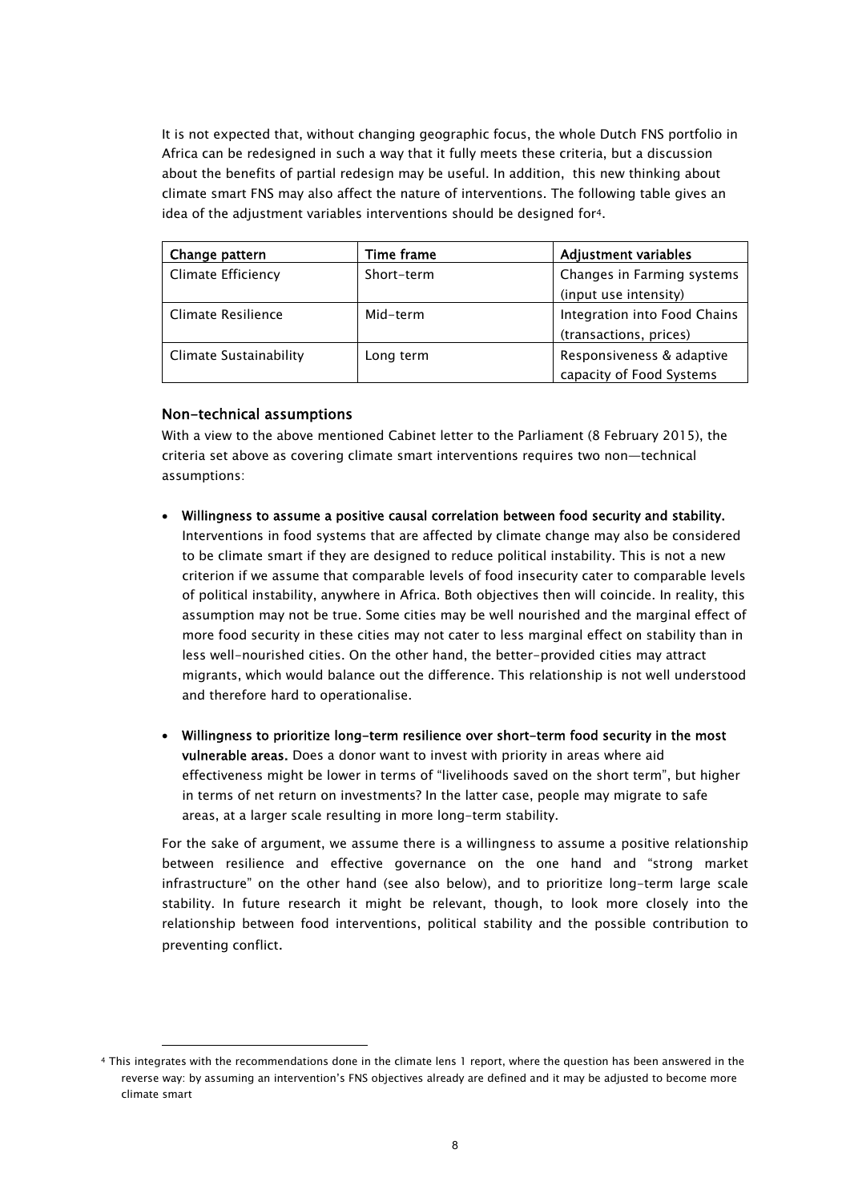It is not expected that, without changing geographic focus, the whole Dutch FNS portfolio in Africa can be redesigned in such a way that it fully meets these criteria, but a discussion about the benefits of partial redesign may be useful. In addition, this new thinking about climate smart FNS may also affect the nature of interventions. The following table gives an idea of the adjustment variables interventions should be designed for[4].

| Change pattern | Time frame | Adjustment variables |
|---|---|---|
| Climate Efficiency | Short-term | Changes in Farming systems (input use intensity) |
| Climate Resilience | Mid-term | Integration into Food Chains (transactions, prices) |
| Climate Sustainability | Long term | Responsiveness & adaptive capacity of Food Systems |

### Non-technical assumptions

With a view to the above mentioned Cabinet letter to the Parliament (8 February 2015), the criteria set above as covering climate smart interventions requires two non—technical assumptions:

- **Willingness to assume a positive causal correlation between food security and stability.** Interventions in food systems that are affected by climate change may also be considered to be climate smart if they are designed to reduce political instability. This is not a new criterion if we assume that comparable levels of food insecurity cater to comparable levels of political instability, anywhere in Africa. Both objectives then will coincide. In reality, this assumption may not be true. Some cities may be well nourished and the marginal effect of more food security in these cities may not cater to less marginal effect on stability than in less well-nourished cities. On the other hand, the better-provided cities may attract migrants, which would balance out the difference. This relationship is not well understood and therefore hard to operationalise.

- **Willingness to prioritize long-term resilience over short-term food security in the most vulnerable areas.** Does a donor want to invest with priority in areas where aid effectiveness might be lower in terms of "livelihoods saved on the short term", but higher in terms of net return on investments? In the latter case, people may migrate to safe areas, at a larger scale resulting in more long-term stability.

For the sake of argument, we assume there is a willingness to assume a positive relationship between resilience and effective governance on the one hand and "strong market infrastructure" on the other hand (see also below), and to prioritize long-term large scale stability. In future research it might be relevant, though, to look more closely into the relationship between food interventions, political stability and the possible contribution to preventing conflict.

[4] This integrates with the recommendations done in the climate lens 1 report, where the question has been answered in the reverse way: by assuming an intervention's FNS objectives already are defined and it may be adjusted to become more climate smart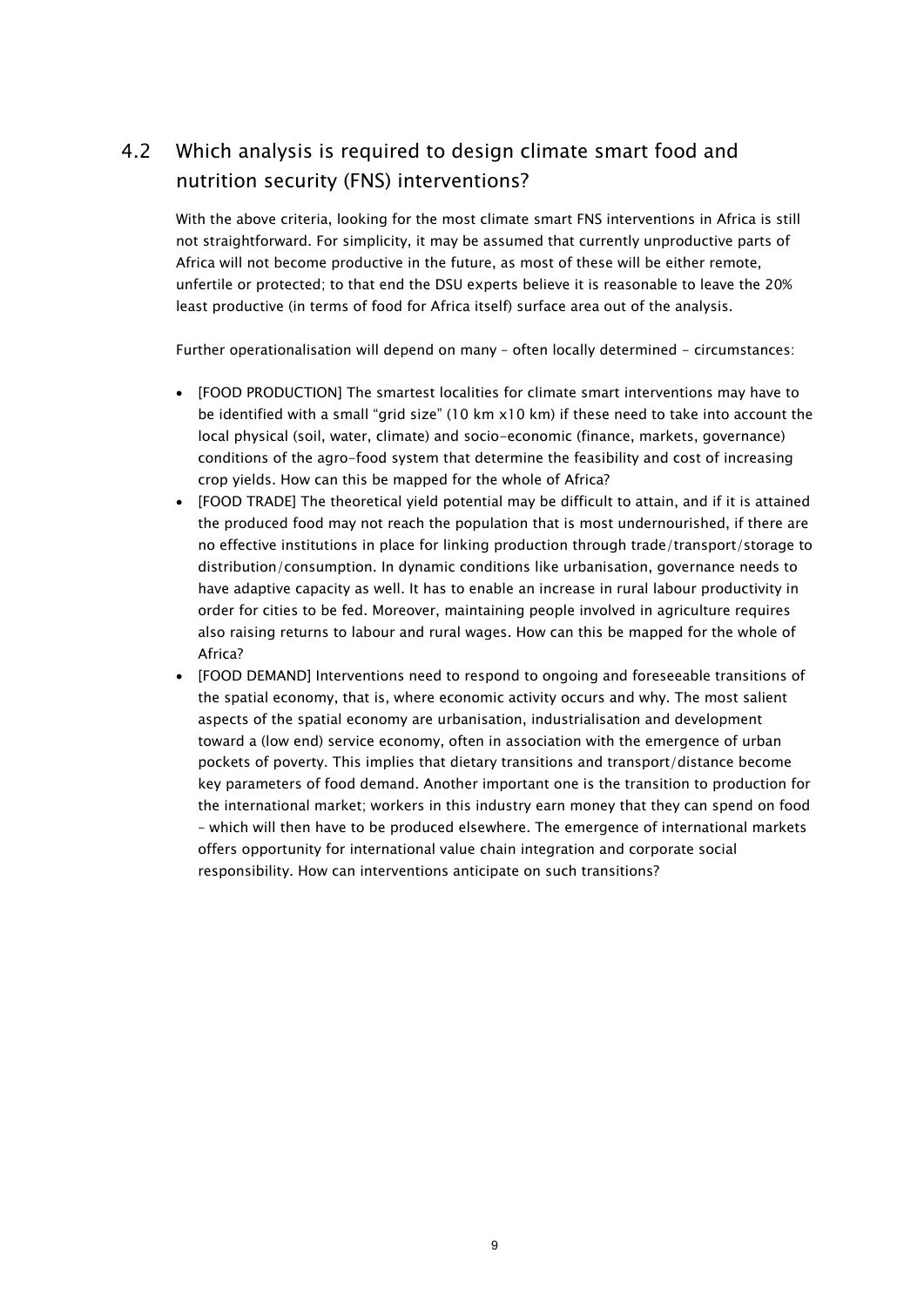## 4.2 Which analysis is required to design climate smart food and nutrition security (FNS) interventions?

With the above criteria, looking for the most climate smart FNS interventions in Africa is still not straightforward. For simplicity, it may be assumed that currently unproductive parts of Africa will not become productive in the future, as most of these will be either remote, unfertile or protected; to that end the DSU experts believe it is reasonable to leave the 20% least productive (in terms of food for Africa itself) surface area out of the analysis.

Further operationalisation will depend on many – often locally determined - circumstances:

- [FOOD PRODUCTION] The smartest localities for climate smart interventions may have to be identified with a small "grid size" (10 km x10 km) if these need to take into account the local physical (soil, water, climate) and socio-economic (finance, markets, governance) conditions of the agro-food system that determine the feasibility and cost of increasing crop yields. How can this be mapped for the whole of Africa?
- [FOOD TRADE] The theoretical yield potential may be difficult to attain, and if it is attained the produced food may not reach the population that is most undernourished, if there are no effective institutions in place for linking production through trade/transport/storage to distribution/consumption. In dynamic conditions like urbanisation, governance needs to have adaptive capacity as well. It has to enable an increase in rural labour productivity in order for cities to be fed. Moreover, maintaining people involved in agriculture requires also raising returns to labour and rural wages. How can this be mapped for the whole of Africa?
- [FOOD DEMAND] Interventions need to respond to ongoing and foreseeable transitions of the spatial economy, that is, where economic activity occurs and why. The most salient aspects of the spatial economy are urbanisation, industrialisation and development toward a (low end) service economy, often in association with the emergence of urban pockets of poverty. This implies that dietary transitions and transport/distance become key parameters of food demand. Another important one is the transition to production for the international market; workers in this industry earn money that they can spend on food – which will then have to be produced elsewhere. The emergence of international markets offers opportunity for international value chain integration and corporate social responsibility. How can interventions anticipate on such transitions?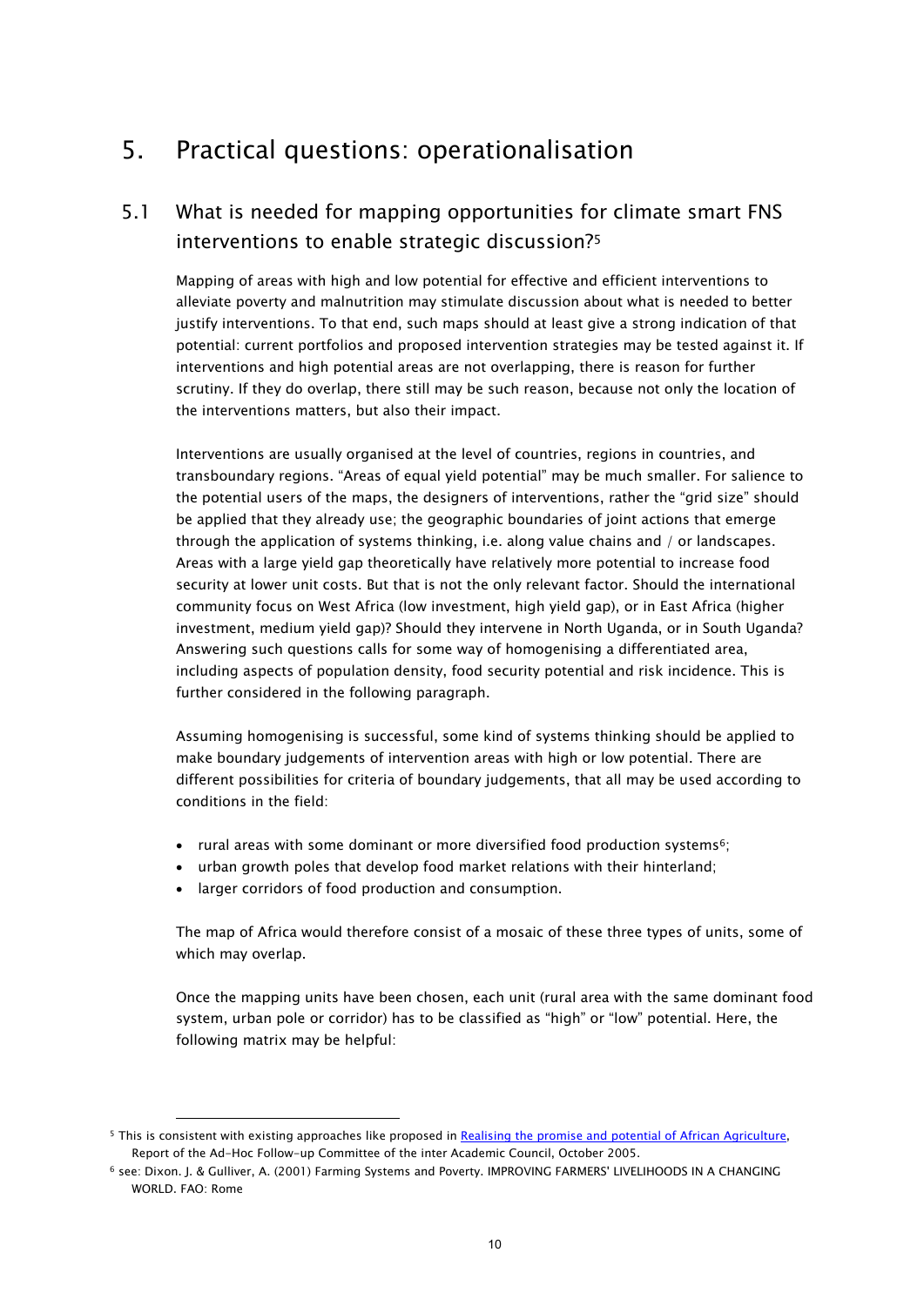# 5. Practical questions: operationalisation

## 5.1 What is needed for mapping opportunities for climate smart FNS interventions to enable strategic discussion?[5]

Mapping of areas with high and low potential for effective and efficient interventions to alleviate poverty and malnutrition may stimulate discussion about what is needed to better justify interventions. To that end, such maps should at least give a strong indication of that potential: current portfolios and proposed intervention strategies may be tested against it. If interventions and high potential areas are not overlapping, there is reason for further scrutiny. If they do overlap, there still may be such reason, because not only the location of the interventions matters, but also their impact.

Interventions are usually organised at the level of countries, regions in countries, and transboundary regions. "Areas of equal yield potential" may be much smaller. For salience to the potential users of the maps, the designers of interventions, rather the "grid size" should be applied that they already use; the geographic boundaries of joint actions that emerge through the application of systems thinking, i.e. along value chains and / or landscapes. Areas with a large yield gap theoretically have relatively more potential to increase food security at lower unit costs. But that is not the only relevant factor. Should the international community focus on West Africa (low investment, high yield gap), or in East Africa (higher investment, medium yield gap)? Should they intervene in North Uganda, or in South Uganda? Answering such questions calls for some way of homogenising a differentiated area, including aspects of population density, food security potential and risk incidence. This is further considered in the following paragraph.

Assuming homogenising is successful, some kind of systems thinking should be applied to make boundary judgements of intervention areas with high or low potential. There are different possibilities for criteria of boundary judgements, that all may be used according to conditions in the field:

- rural areas with some dominant or more diversified food production systems[6];
- urban growth poles that develop food market relations with their hinterland;
- larger corridors of food production and consumption.

The map of Africa would therefore consist of a mosaic of these three types of units, some of which may overlap.

Once the mapping units have been chosen, each unit (rural area with the same dominant food system, urban pole or corridor) has to be classified as "high" or "low" potential. Here, the following matrix may be helpful:

---

[5] This is consistent with existing approaches like proposed in Realising the promise and potential of African Agriculture, Report of the Ad-Hoc Follow-up Committee of the inter Academic Council, October 2005.

[6] see: Dixon. J. & Gulliver, A. (2001) Farming Systems and Poverty. IMPROVING FARMERS' LIVELIHOODS IN A CHANGING WORLD. FAO: Rome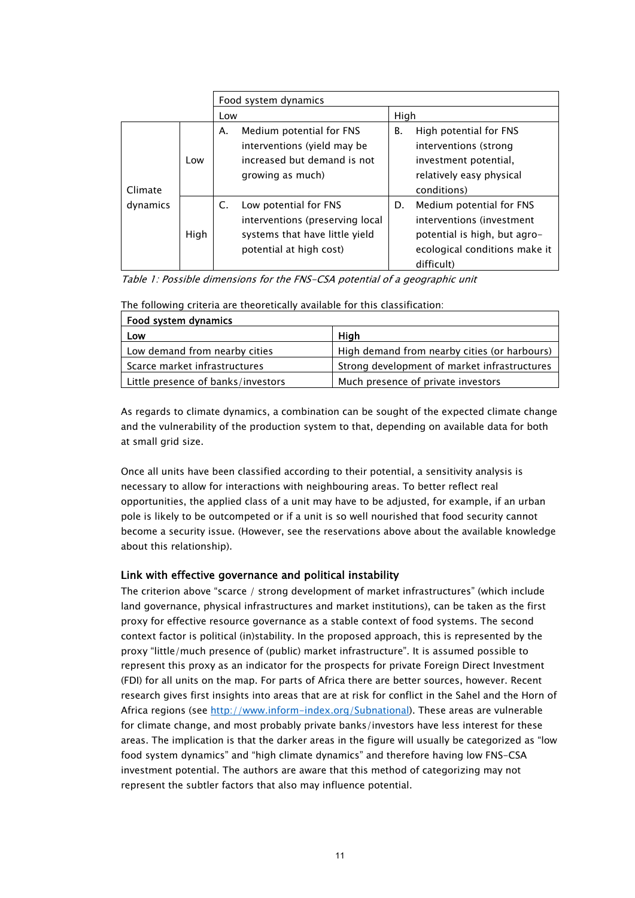| | | Food system dynamics | |
|---|---|---|---|
| | | Low | High |
| Climate dynamics | Low | A. Medium potential for FNS interventions (yield may be increased but demand is not growing as much) | B. High potential for FNS interventions (strong investment potential, relatively easy physical conditions) |
| | High | C. Low potential for FNS interventions (preserving local systems that have little yield potential at high cost) | D. Medium potential for FNS interventions (investment potential is high, but agro-ecological conditions make it difficult) |

*Table 1: Possible dimensions for the FNS-CSA potential of a geographic unit*

The following criteria are theoretically available for this classification:

| **Food system dynamics** | |
|---|---|
| **Low** | **High** |
| Low demand from nearby cities | High demand from nearby cities (or harbours) |
| Scarce market infrastructures | Strong development of market infrastructures |
| Little presence of banks/investors | Much presence of private investors |

As regards to climate dynamics, a combination can be sought of the expected climate change and the vulnerability of the production system to that, depending on available data for both at small grid size.

Once all units have been classified according to their potential, a sensitivity analysis is necessary to allow for interactions with neighbouring areas. To better reflect real opportunities, the applied class of a unit may have to be adjusted, for example, if an urban pole is likely to be outcompeted or if a unit is so well nourished that food security cannot become a security issue. (However, see the reservations above about the available knowledge about this relationship).

### Link with effective governance and political instability

The criterion above "scarce / strong development of market infrastructures" (which include land governance, physical infrastructures and market institutions), can be taken as the first proxy for effective resource governance as a stable context of food systems. The second context factor is political (in)stability. In the proposed approach, this is represented by the proxy "little/much presence of (public) market infrastructure". It is assumed possible to represent this proxy as an indicator for the prospects for private Foreign Direct Investment (FDI) for all units on the map. For parts of Africa there are better sources, however. Recent research gives first insights into areas that are at risk for conflict in the Sahel and the Horn of Africa regions (see http://www.inform-index.org/Subnational). These areas are vulnerable for climate change, and most probably private banks/investors have less interest for these areas. The implication is that the darker areas in the figure will usually be categorized as "low food system dynamics" and "high climate dynamics" and therefore having low FNS-CSA investment potential. The authors are aware that this method of categorizing may not represent the subtler factors that also may influence potential.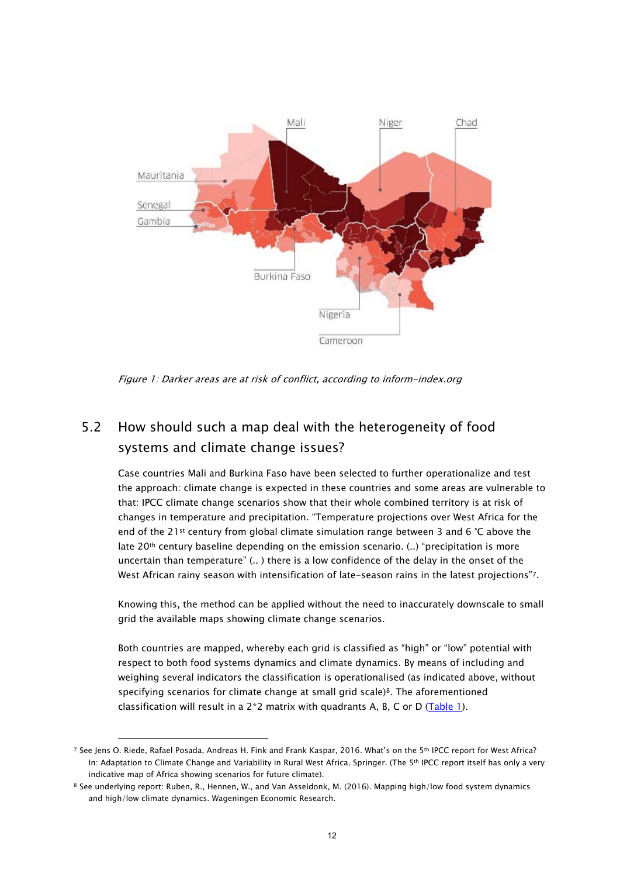Figure 1: Darker areas are at risk of conflict, according to inform-index.org

## 5.2 How should such a map deal with the heterogeneity of food systems and climate change issues?

Case countries Mali and Burkina Faso have been selected to further operationalize and test the approach: climate change is expected in these countries and some areas are vulnerable to that: IPCC climate change scenarios show that their whole combined territory is at risk of changes in temperature and precipitation. "Temperature projections over West Africa for the end of the 21st century from global climate simulation range between 3 and 6 °C above the late 20th century baseline depending on the emission scenario. (..) "precipitation is more uncertain than temperature" (.. ) there is a low confidence of the delay in the onset of the West African rainy season with intensification of late-season rains in the latest projections"[7].

Knowing this, the method can be applied without the need to inaccurately downscale to small grid the available maps showing climate change scenarios.

Both countries are mapped, whereby each grid is classified as "high" or "low" potential with respect to both food systems dynamics and climate dynamics. By means of including and weighing several indicators the classification is operationalised (as indicated above, without specifying scenarios for climate change at small grid scale)[8]. The aforementioned classification will result in a 2*2 matrix with quadrants A, B, C or D (Table 1).

---

[7] See Jens O. Riede, Rafael Posada, Andreas H. Fink and Frank Kaspar, 2016. What's on the 5th IPCC report for West Africa? In: Adaptation to Climate Change and Variability in Rural West Africa. Springer. (The 5th IPCC report itself has only a very indicative map of Africa showing scenarios for future climate).

[8] See underlying report: Ruben, R., Hennen, W., and Van Asseldonk, M. (2016). Mapping high/low food system dynamics and high/low climate dynamics. Wageningen Economic Research.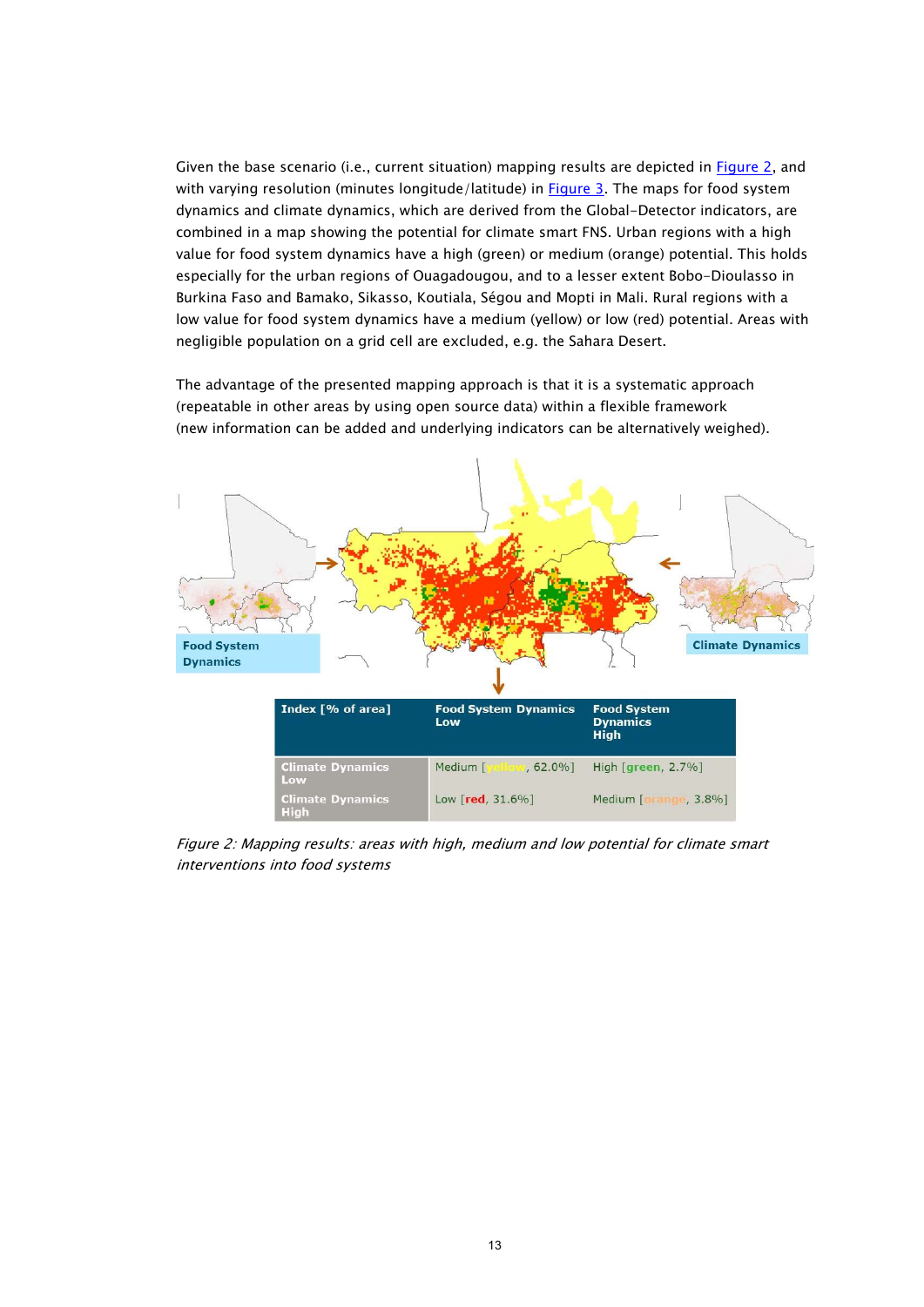Given the base scenario (i.e., current situation) mapping results are depicted in Figure 2, and with varying resolution (minutes longitude/latitude) in Figure 3. The maps for food system dynamics and climate dynamics, which are derived from the Global-Detector indicators, are combined in a map showing the potential for climate smart FNS. Urban regions with a high value for food system dynamics have a high (green) or medium (orange) potential. This holds especially for the urban regions of Ouagadougou, and to a lesser extent Bobo-Dioulasso in Burkina Faso and Bamako, Sikasso, Koutiala, Ségou and Mopti in Mali. Rural regions with a low value for food system dynamics have a medium (yellow) or low (red) potential. Areas with negligible population on a grid cell are excluded, e.g. the Sahara Desert.

The advantage of the presented mapping approach is that it is a systematic approach (repeatable in other areas by using open source data) within a flexible framework (new information can be added and underlying indicators can be alternatively weighed).

Food System Dynamics

Climate Dynamics

| Index [% of area] | Food System Dynamics Low | Food System Dynamics High |
|---|---|---|
| Climate Dynamics Low | Medium [yellow, 62.0%] | High [green, 2.7%] |
| Climate Dynamics High | Low [red, 31.6%] | Medium [orange, 3.8%] |

*Figure 2: Mapping results: areas with high, medium and low potential for climate smart interventions into food systems*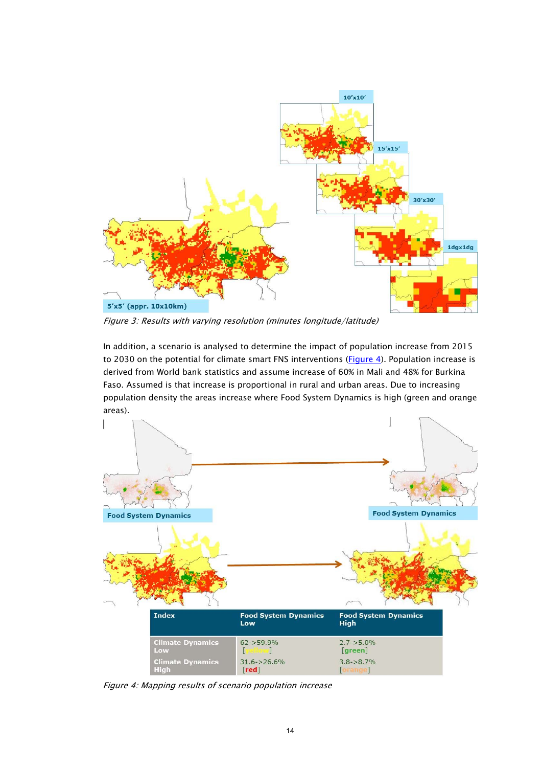*Figure 3: Results with varying resolution (minutes longitude/latitude)*

In addition, a scenario is analysed to determine the impact of population increase from 2015 to 2030 on the potential for climate smart FNS interventions (Figure 4). Population increase is derived from World bank statistics and assume increase of 60% in Mali and 48% for Burkina Faso. Assumed is that increase is proportional in rural and urban areas. Due to increasing population density the areas increase where Food System Dynamics is high (green and orange areas).

| Index | Food System Dynamics Low | Food System Dynamics High |
|---|---|---|
| Climate Dynamics Low | 62->59.9% [yellow] | 2.7->5.0% [green] |
| Climate Dynamics High | 31.6->26.6% [red] | 3.8->8.7% [orange] |

*Figure 4: Mapping results of scenario population increase*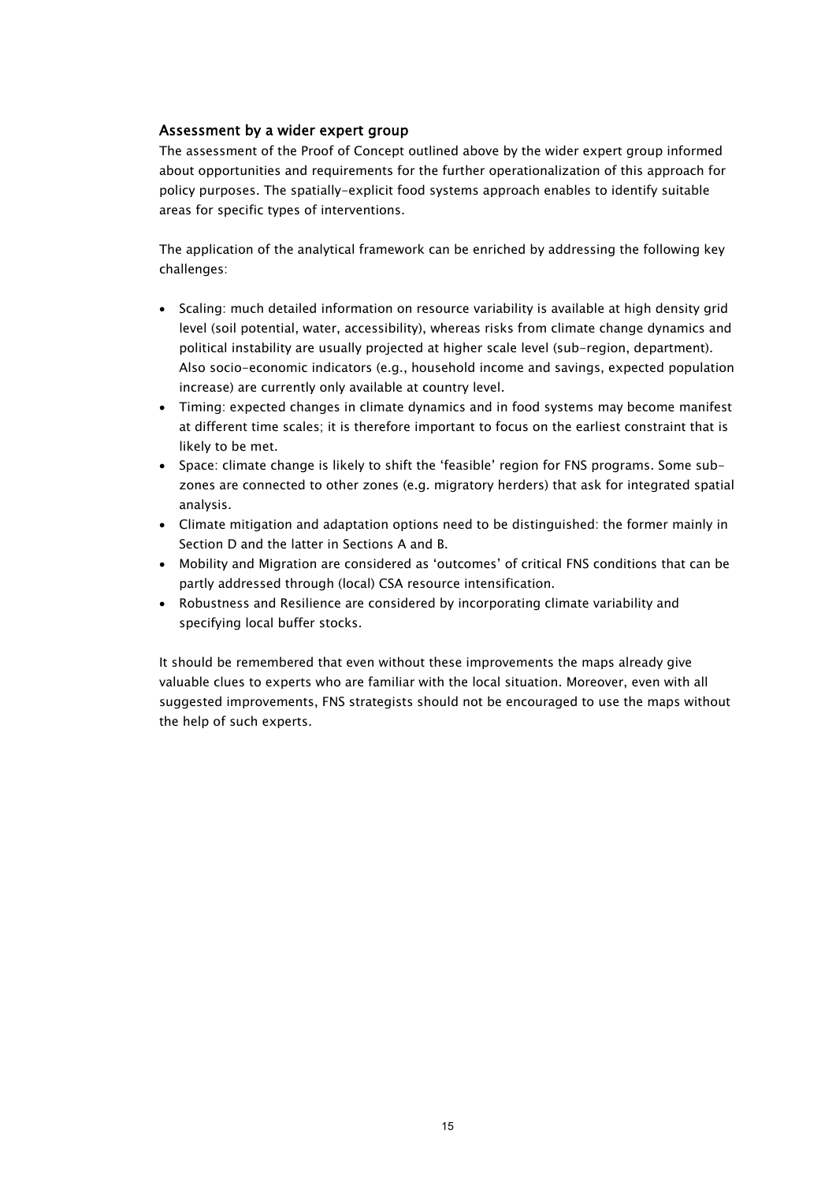### Assessment by a wider expert group

The assessment of the Proof of Concept outlined above by the wider expert group informed about opportunities and requirements for the further operationalization of this approach for policy purposes. The spatially-explicit food systems approach enables to identify suitable areas for specific types of interventions.

The application of the analytical framework can be enriched by addressing the following key challenges:

- Scaling: much detailed information on resource variability is available at high density grid level (soil potential, water, accessibility), whereas risks from climate change dynamics and political instability are usually projected at higher scale level (sub-region, department). Also socio-economic indicators (e.g., household income and savings, expected population increase) are currently only available at country level.
- Timing: expected changes in climate dynamics and in food systems may become manifest at different time scales; it is therefore important to focus on the earliest constraint that is likely to be met.
- Space: climate change is likely to shift the 'feasible' region for FNS programs. Some sub-zones are connected to other zones (e.g. migratory herders) that ask for integrated spatial analysis.
- Climate mitigation and adaptation options need to be distinguished: the former mainly in Section D and the latter in Sections A and B.
- Mobility and Migration are considered as 'outcomes' of critical FNS conditions that can be partly addressed through (local) CSA resource intensification.
- Robustness and Resilience are considered by incorporating climate variability and specifying local buffer stocks.

It should be remembered that even without these improvements the maps already give valuable clues to experts who are familiar with the local situation. Moreover, even with all suggested improvements, FNS strategists should not be encouraged to use the maps without the help of such experts.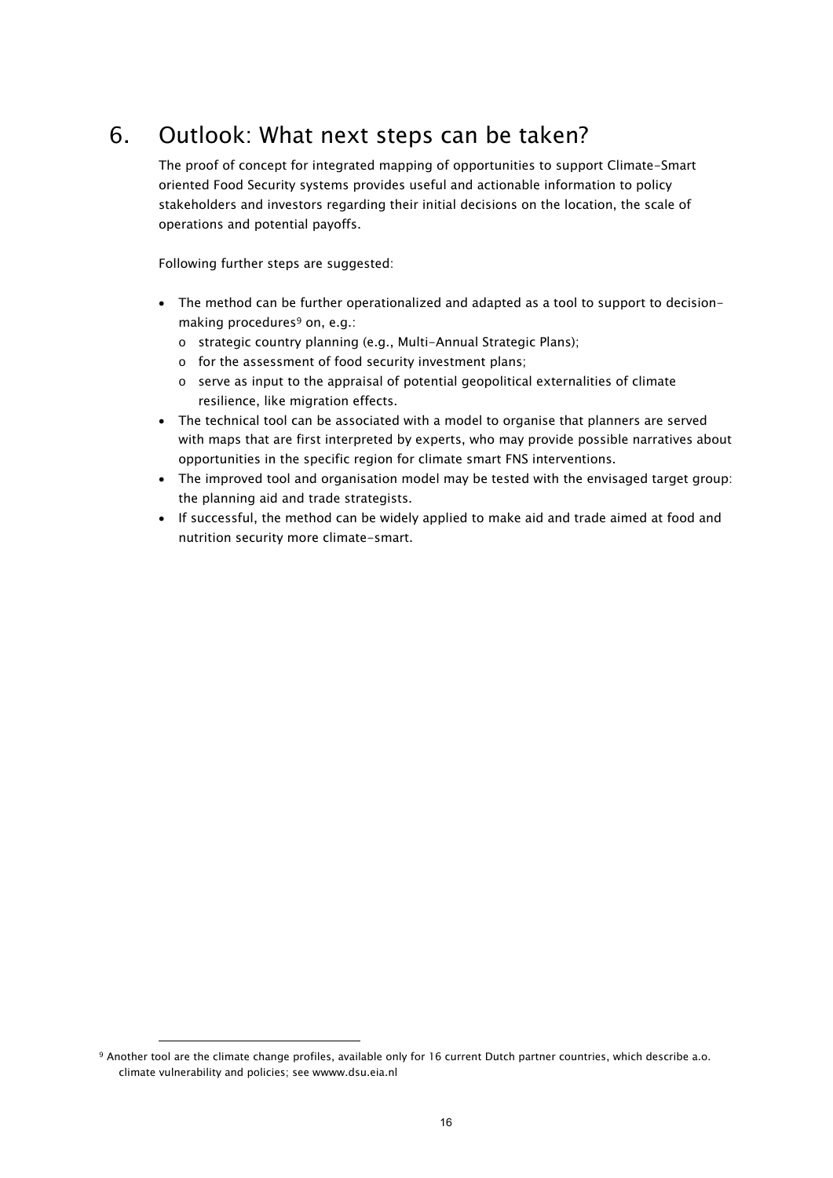# 6. Outlook: What next steps can be taken?

The proof of concept for integrated mapping of opportunities to support Climate-Smart oriented Food Security systems provides useful and actionable information to policy stakeholders and investors regarding their initial decisions on the location, the scale of operations and potential payoffs.

Following further steps are suggested:

- The method can be further operationalized and adapted as a tool to support to decision-making procedures[9] on, e.g.:
  - strategic country planning (e.g., Multi-Annual Strategic Plans);
  - for the assessment of food security investment plans;
  - serve as input to the appraisal of potential geopolitical externalities of climate resilience, like migration effects.
- The technical tool can be associated with a model to organise that planners are served with maps that are first interpreted by experts, who may provide possible narratives about opportunities in the specific region for climate smart FNS interventions.
- The improved tool and organisation model may be tested with the envisaged target group: the planning aid and trade strategists.
- If successful, the method can be widely applied to make aid and trade aimed at food and nutrition security more climate-smart.

[9] Another tool are the climate change profiles, available only for 16 current Dutch partner countries, which describe a.o. climate vulnerability and policies; see wwww.dsu.eia.nl